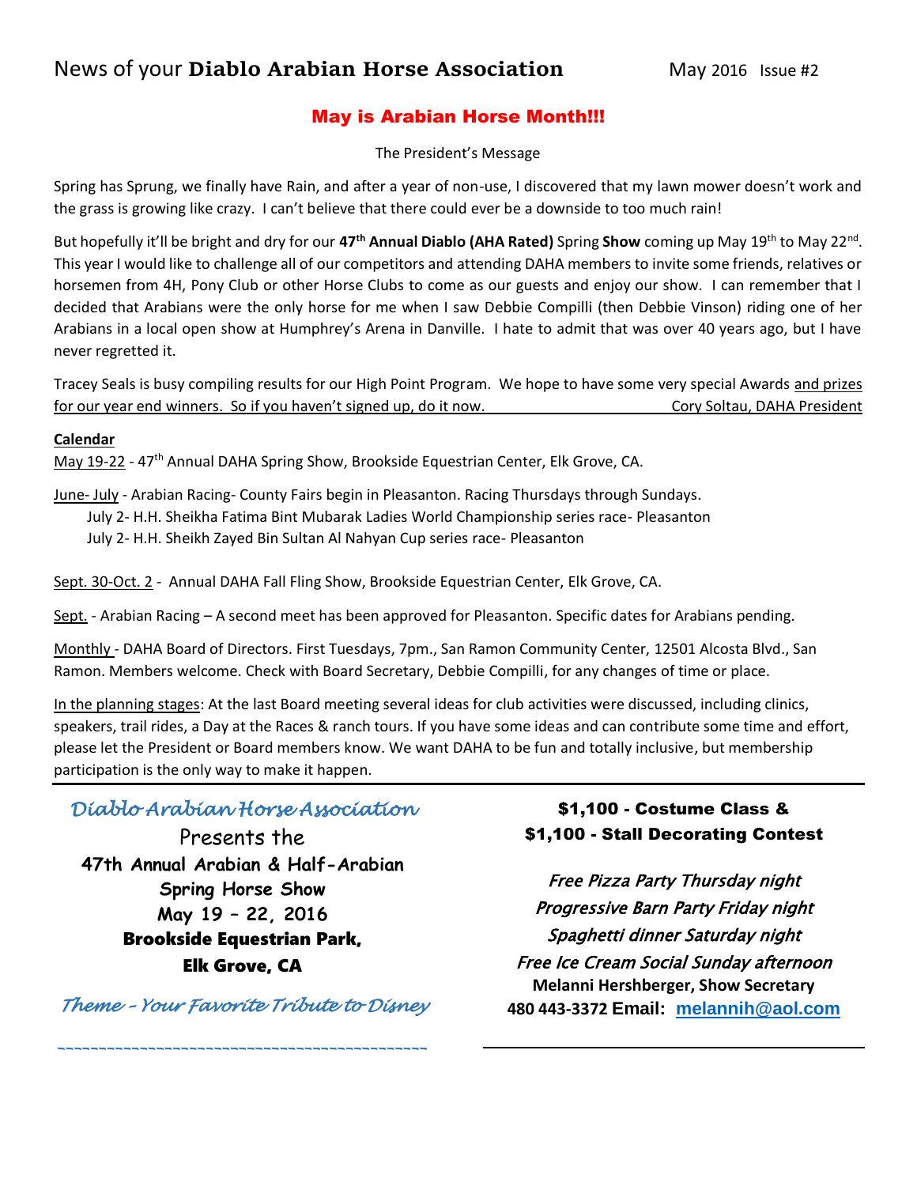# News of your **Diablo Arabian Horse Association**

May 2016 Issue #2

## May is Arabian Horse Month!!!

The President's Message

Spring has Sprung, we finally have Rain, and after a year of non-use, I discovered that my lawn mower doesn't work and the grass is growing like crazy. I can't believe that there could ever be a downside to too much rain!

But hopefully it'll be bright and dry for our **47th Annual Diablo (AHA Rated)** Spring **Show** coming up May 19th to May 22nd. This year I would like to challenge all of our competitors and attending DAHA members to invite some friends, relatives or horsemen from 4H, Pony Club or other Horse Clubs to come as our guests and enjoy our show. I can remember that I decided that Arabians were the only horse for me when I saw Debbie Compilli (then Debbie Vinson) riding one of her Arabians in a local open show at Humphrey's Arena in Danville. I hate to admit that was over 40 years ago, but I have never regretted it.

Tracey Seals is busy compiling results for our High Point Program. We hope to have some very special Awards and prizes for our year end winners. So if you haven't signed up, do it now.

Cory Soltau, DAHA President

**Calendar**

May 19-22 - 47th Annual DAHA Spring Show, Brookside Equestrian Center, Elk Grove, CA.

June- July - Arabian Racing- County Fairs begin in Pleasanton. Racing Thursdays through Sundays.
- July 2- H.H. Sheikha Fatima Bint Mubarak Ladies World Championship series race- Pleasanton
- July 2- H.H. Sheikh Zayed Bin Sultan Al Nahyan Cup series race- Pleasanton

Sept. 30-Oct. 2 - Annual DAHA Fall Fling Show, Brookside Equestrian Center, Elk Grove, CA.

Sept. - Arabian Racing – A second meet has been approved for Pleasanton. Specific dates for Arabians pending.

Monthly - DAHA Board of Directors. First Tuesdays, 7pm., San Ramon Community Center, 12501 Alcosta Blvd., San Ramon. Members welcome. Check with Board Secretary, Debbie Compilli, for any changes of time or place.

In the planning stages: At the last Board meeting several ideas for club activities were discussed, including clinics, speakers, trail rides, a Day at the Races & ranch tours. If you have some ideas and can contribute some time and effort, please let the President or Board members know. We want DAHA to be fun and totally inclusive, but membership participation is the only way to make it happen.

---

*Diablo Arabian Horse Association*

Presents the

**47th Annual Arabian & Half-Arabian Spring Horse Show**
**May 19 – 22, 2016**
**Brookside Equestrian Park, Elk Grove, CA**

*Theme – Your Favorite Tribute to Disney*

**$1,100 - Costume Class &**
**$1,100 - Stall Decorating Contest**

*Free Pizza Party Thursday night*
*Progressive Barn Party Friday night*
*Spaghetti dinner Saturday night*
*Free Ice Cream Social Sunday afternoon*

**Melanni Hershberger, Show Secretary**
**480 443-3372 Email: melannih@aol.com**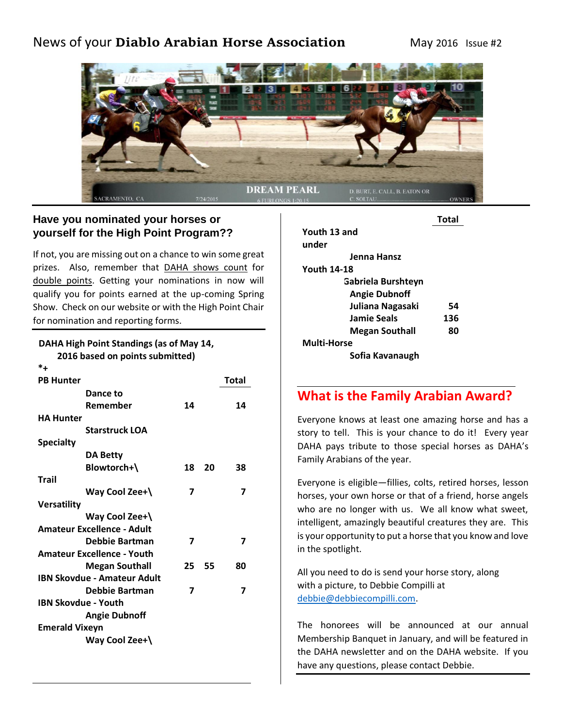News of your **Diablo Arabian Horse Association** May 2016 Issue #2

## Have you nominated your horses or yourself for the High Point Program??

If not, you are missing out on a chance to win some great prizes. Also, remember that DAHA shows count for double points. Getting your nominations in now will qualify you for points earned at the up-coming Spring Show. Check on our website or with the High Point Chair for nomination and reporting forms.

**DAHA High Point Standings (as of May 14, 2016 based on points submitted)**

**\*+**

| | | | | Total |
|---|---|---|---|---|
| **PB Hunter** | | | | |
| | **Dance to Remember** | **14** | | **14** |
| **HA Hunter** | | | | |
| | **Starstruck LOA** | | | |
| **Specialty** | | | | |
| | **DA Betty Blowtorch+\** | **18** | **20** | **38** |
| **Trail** | | | | |
| | **Way Cool Zee+\** | **7** | | **7** |
| **Versatility** | | | | |
| | **Way Cool Zee+\** | | | |
| **Amateur Excellence - Adult** | | | | |
| | **Debbie Bartman** | **7** | | **7** |
| **Amateur Excellence - Youth** | | | | |
| | **Megan Southall** | **25** | **55** | **80** |
| **IBN Skovdue - Amateur Adult** | | | | |
| | **Debbie Bartman** | **7** | | **7** |
| **IBN Skovdue - Youth** | | | | |
| | **Angie Dubnoff** | | | |
| **Emerald Vixeyn** | | | | |
| | **Way Cool Zee+\** | | | |

| | | Total |
|---|---|---|
| **Youth 13 and under** | | |
| | **Jenna Hansz** | |
| **Youth 14-18** | | |
| | **Gabriela Burshteyn** | |
| | **Angie Dubnoff** | |
| | **Juliana Nagasaki** | **54** |
| | **Jamie Seals** | **136** |
| | **Megan Southall** | **80** |
| **Multi-Horse** | | |
| | **Sofia Kavanaugh** | |

## What is the Family Arabian Award?

Everyone knows at least one amazing horse and has a story to tell. This is your chance to do it! Every year DAHA pays tribute to those special horses as DAHA's Family Arabians of the year.

Everyone is eligible—fillies, colts, retired horses, lesson horses, your own horse or that of a friend, horse angels who are no longer with us. We all know what sweet, intelligent, amazingly beautiful creatures they are. This is your opportunity to put a horse that you know and love in the spotlight.

All you need to do is send your horse story, along with a picture, to Debbie Compilli at debbie@debbiecompilli.com.

The honorees will be announced at our annual Membership Banquet in January, and will be featured in the DAHA newsletter and on the DAHA website. If you have any questions, please contact Debbie.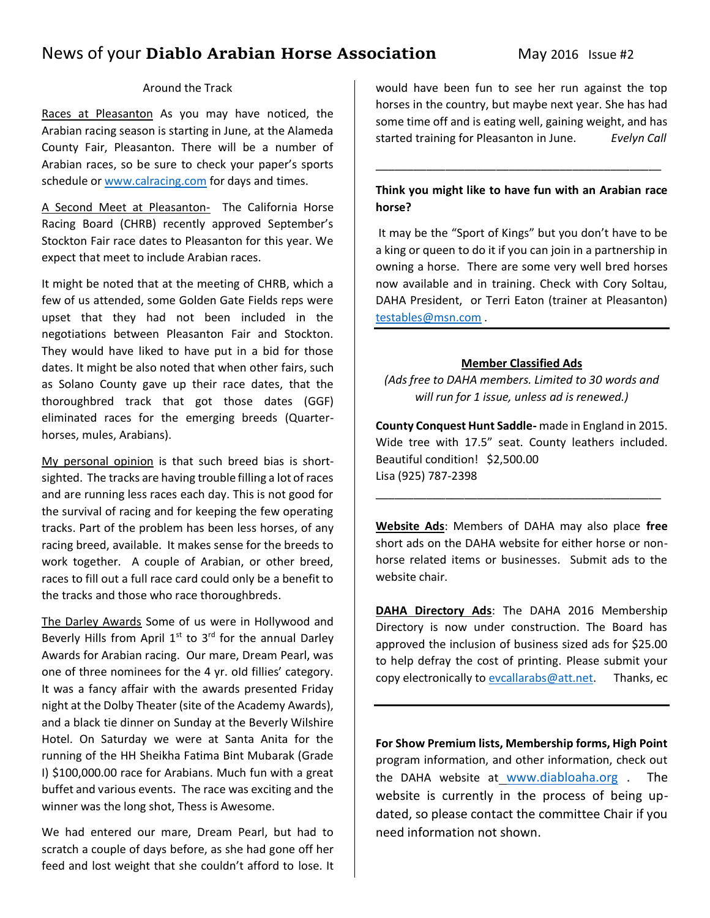# News of your **Diablo Arabian Horse Association** May 2016 Issue #2

## Around the Track

Races at Pleasanton As you may have noticed, the Arabian racing season is starting in June, at the Alameda County Fair, Pleasanton. There will be a number of Arabian races, so be sure to check your paper's sports schedule or www.calracing.com for days and times.

A Second Meet at Pleasanton- The California Horse Racing Board (CHRB) recently approved September's Stockton Fair race dates to Pleasanton for this year. We expect that meet to include Arabian races.

It might be noted that at the meeting of CHRB, which a few of us attended, some Golden Gate Fields reps were upset that they had not been included in the negotiations between Pleasanton Fair and Stockton. They would have liked to have put in a bid for those dates. It might be also noted that when other fairs, such as Solano County gave up their race dates, that the thoroughbred track that got those dates (GGF) eliminated races for the emerging breeds (Quarter-horses, mules, Arabians).

My personal opinion is that such breed bias is short-sighted. The tracks are having trouble filling a lot of races and are running less races each day. This is not good for the survival of racing and for keeping the few operating tracks. Part of the problem has been less horses, of any racing breed, available. It makes sense for the breeds to work together. A couple of Arabian, or other breed, races to fill out a full race card could only be a benefit to the tracks and those who race thoroughbreds.

The Darley Awards Some of us were in Hollywood and Beverly Hills from April 1st to 3rd for the annual Darley Awards for Arabian racing. Our mare, Dream Pearl, was one of three nominees for the 4 yr. old fillies' category. It was a fancy affair with the awards presented Friday night at the Dolby Theater (site of the Academy Awards), and a black tie dinner on Sunday at the Beverly Wilshire Hotel. On Saturday we were at Santa Anita for the running of the HH Sheikha Fatima Bint Mubarak (Grade I) $100,000.00 race for Arabians. Much fun with a great buffet and various events. The race was exciting and the winner was the long shot, Thess is Awesome.

We had entered our mare, Dream Pearl, but had to scratch a couple of days before, as she had gone off her feed and lost weight that she couldn't afford to lose. It would have been fun to see her run against the top horses in the country, but maybe next year. She has had some time off and is eating well, gaining weight, and has started training for Pleasanton in June. *Evelyn Call*

---

**Think you might like to have fun with an Arabian race horse?**

It may be the "Sport of Kings" but you don't have to be a king or queen to do it if you can join in a partnership in owning a horse. There are some very well bred horses now available and in training. Check with Cory Soltau, DAHA President, or Terri Eaton (trainer at Pleasanton) testables@msn.com .

---

## Member Classified Ads

*(Ads free to DAHA members. Limited to 30 words and will run for 1 issue, unless ad is renewed.)*

**County Conquest Hunt Saddle-** made in England in 2015. Wide tree with 17.5" seat. County leathers included. Beautiful condition! $2,500.00
Lisa (925) 787-2398

---

**Website Ads**: Members of DAHA may also place **free** short ads on the DAHA website for either horse or non-horse related items or businesses. Submit ads to the website chair.

**DAHA Directory Ads**: The DAHA 2016 Membership Directory is now under construction. The Board has approved the inclusion of business sized ads for $25.00 to help defray the cost of printing. Please submit your copy electronically to evcallarabs@att.net. Thanks, ec

---

**For Show Premium lists, Membership forms, High Point** program information, and other information, check out the DAHA website at www.diabloaha.org . The website is currently in the process of being up-dated, so please contact the committee Chair if you need information not shown.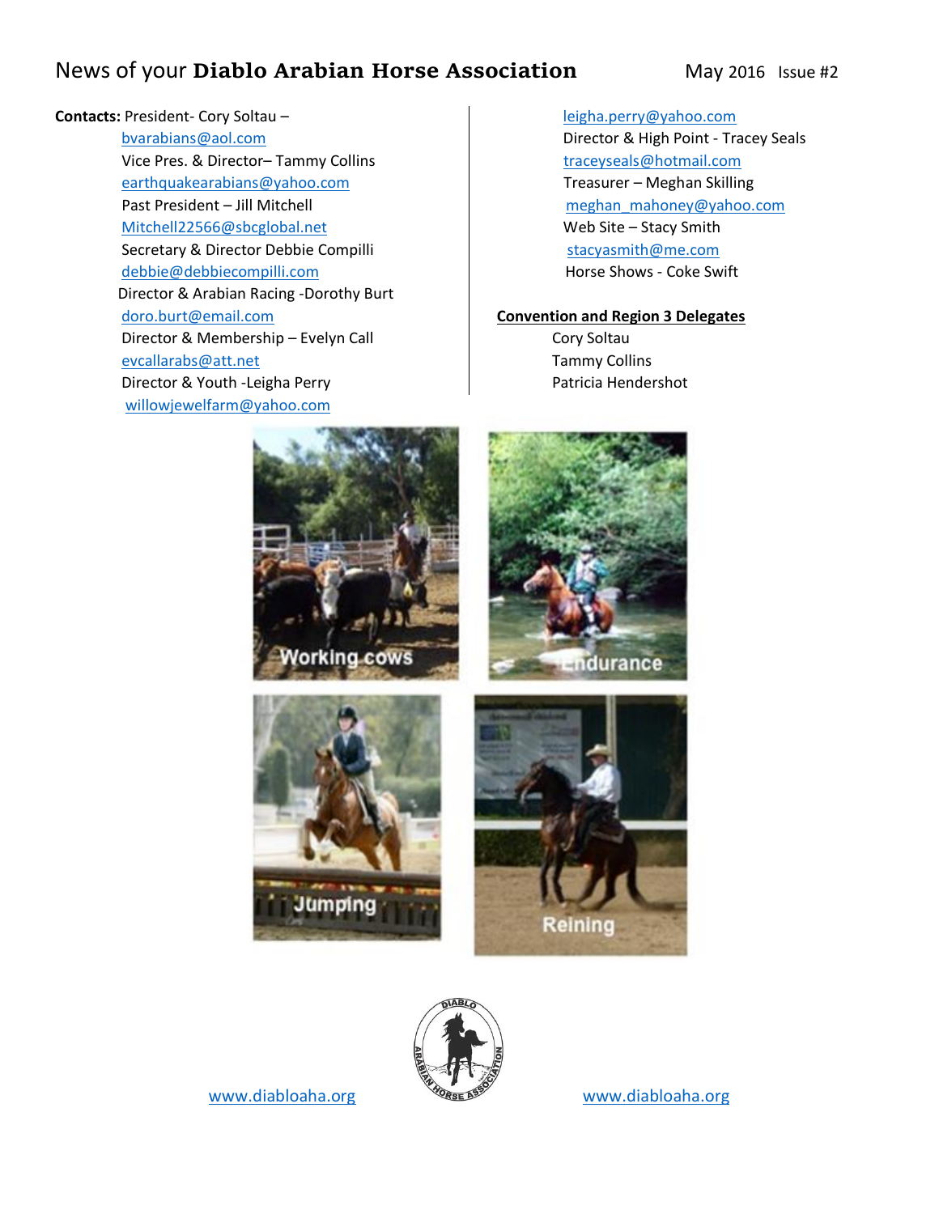# News of your **Diablo Arabian Horse Association**

May 2016 Issue #2

**Contacts:** President- Cory Soltau – bvarabians@aol.com

Vice Pres. & Director– Tammy Collins earthquakearabians@yahoo.com

Past President – Jill Mitchell Mitchell22566@sbcglobal.net

Secretary & Director Debbie Compilli debbie@debbiecompilli.com

Director & Arabian Racing -Dorothy Burt doro.burt@email.com

Director & Membership – Evelyn Call evcallarabs@att.net

Director & Youth -Leigha Perry willowjewelfarm@yahoo.com leigha.perry@yahoo.com

Director & High Point - Tracey Seals traceyseals@hotmail.com

Treasurer – Meghan Skilling meghan_mahoney@yahoo.com

Web Site – Stacy Smith stacyasmith@me.com

Horse Shows - Coke Swift

**Convention and Region 3 Delegates**

Cory Soltau
Tammy Collins
Patricia Hendershot

Working cows

Endurance

Jumping

Reining

www.diabloaha.org www.diabloaha.org